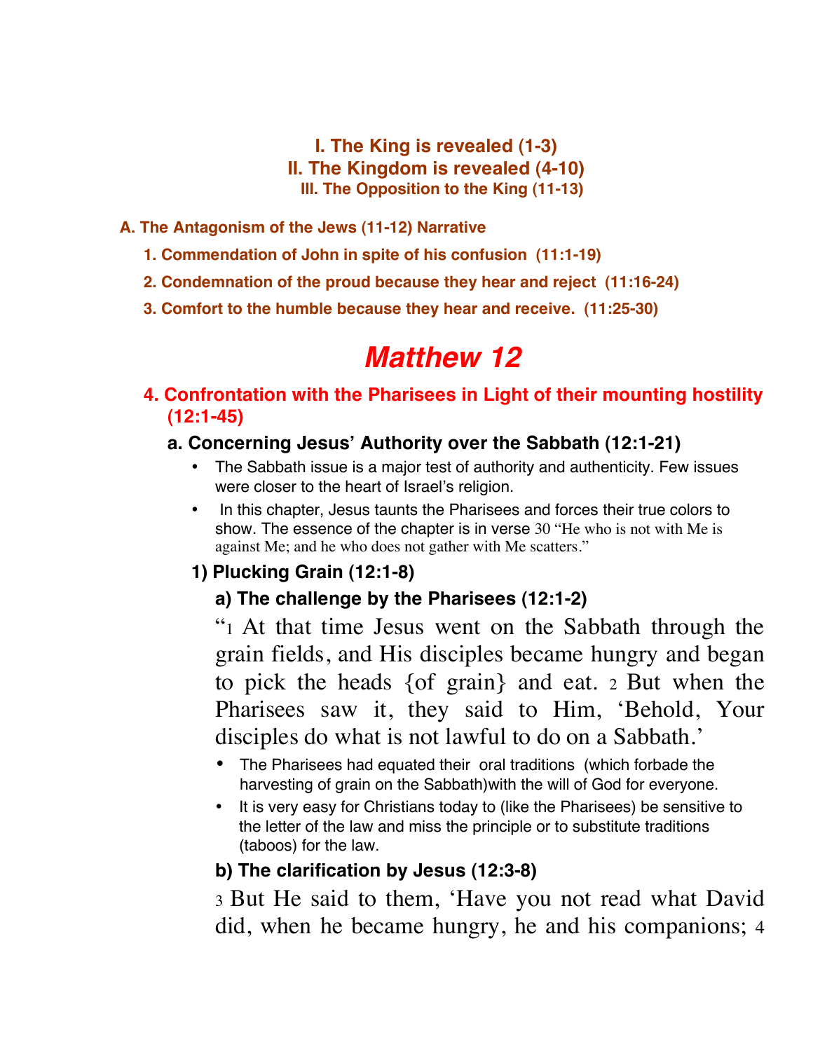**I. The King is revealed (1-3)**
**II. The Kingdom is revealed (4-10)**
**III. The Opposition to the King (11-13)**

**A. The Antagonism of the Jews (11-12) Narrative**

**1. Commendation of John in spite of his confusion (11:1-19)**

**2. Condemnation of the proud because they hear and reject (11:16-24)**

**3. Comfort to the humble because they hear and receive. (11:25-30)**

# *Matthew 12*

## 4. Confrontation with the Pharisees in Light of their mounting hostility (12:1-45)

### a. Concerning Jesus' Authority over the Sabbath (12:1-21)

- The Sabbath issue is a major test of authority and authenticity. Few issues were closer to the heart of Israel's religion.
- In this chapter, Jesus taunts the Pharisees and forces their true colors to show. The essence of the chapter is in verse 30 "He who is not with Me is against Me; and he who does not gather with Me scatters."

### 1) Plucking Grain (12:1-8)

#### a) The challenge by the Pharisees (12:1-2)

"1 At that time Jesus went on the Sabbath through the grain fields, and His disciples became hungry and began to pick the heads {of grain} and eat. 2 But when the Pharisees saw it, they said to Him, 'Behold, Your disciples do what is not lawful to do on a Sabbath.'

- The Pharisees had equated their oral traditions (which forbade the harvesting of grain on the Sabbath)with the will of God for everyone.
- It is very easy for Christians today to (like the Pharisees) be sensitive to the letter of the law and miss the principle or to substitute traditions (taboos) for the law.

#### b) The clarification by Jesus (12:3-8)

3 But He said to them, 'Have you not read what David did, when he became hungry, he and his companions; 4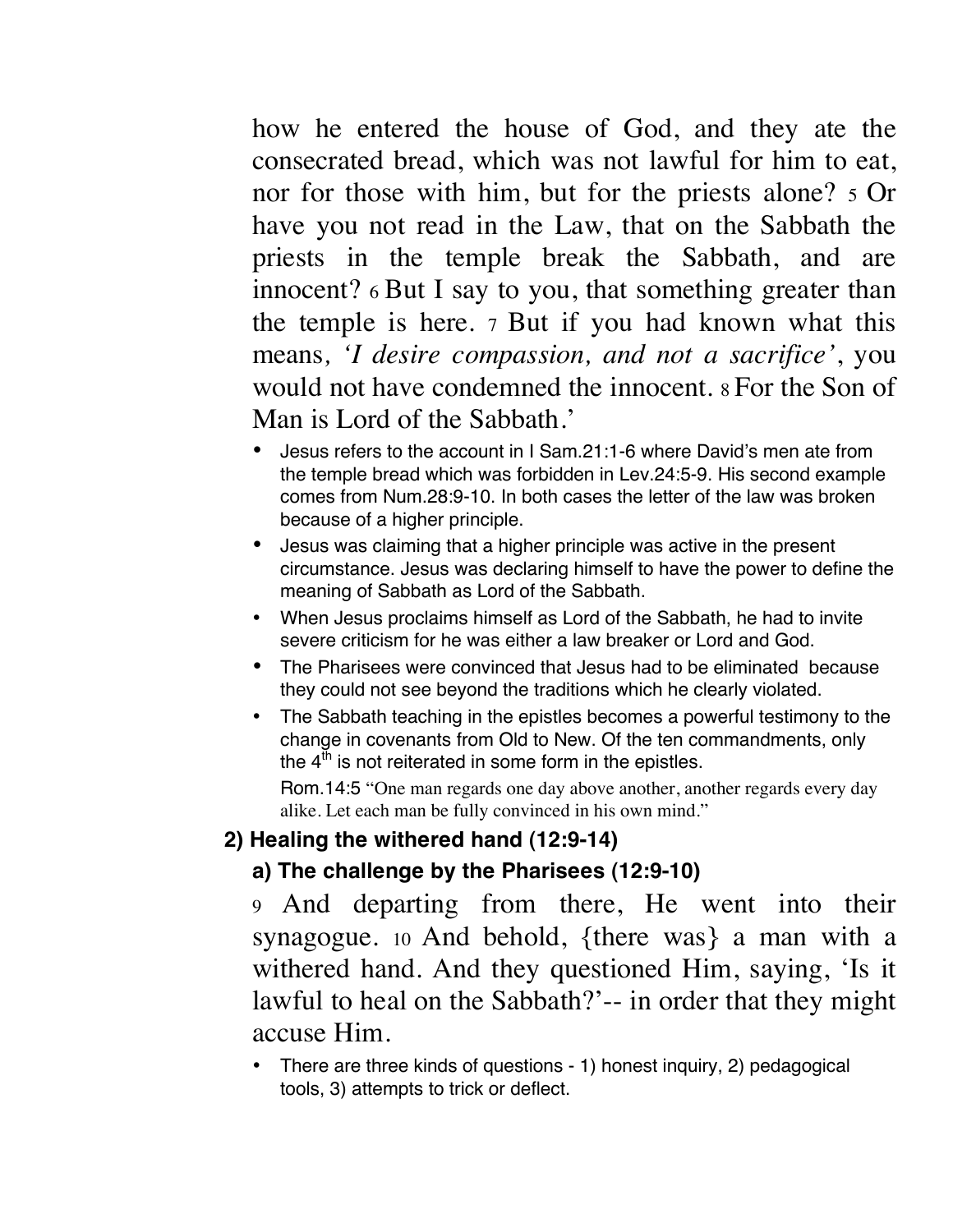how he entered the house of God, and they ate the consecrated bread, which was not lawful for him to eat, nor for those with him, but for the priests alone? 5 Or have you not read in the Law, that on the Sabbath the priests in the temple break the Sabbath, and are innocent? 6 But I say to you, that something greater than the temple is here. 7 But if you had known what this means*, 'I desire compassion, and not a sacrifice'*, you would not have condemned the innocent. 8 For the Son of Man is Lord of the Sabbath.'

- Jesus refers to the account in I Sam.21:1-6 where David's men ate from the temple bread which was forbidden in Lev.24:5-9. His second example comes from Num.28:9-10. In both cases the letter of the law was broken because of a higher principle.
- Jesus was claiming that a higher principle was active in the present circumstance. Jesus was declaring himself to have the power to define the meaning of Sabbath as Lord of the Sabbath.
- When Jesus proclaims himself as Lord of the Sabbath, he had to invite severe criticism for he was either a law breaker or Lord and God.
- The Pharisees were convinced that Jesus had to be eliminated because they could not see beyond the traditions which he clearly violated.
- The Sabbath teaching in the epistles becomes a powerful testimony to the change in covenants from Old to New. Of the ten commandments, only the 4th is not reiterated in some form in the epistles.

  Rom.14:5 "One man regards one day above another, another regards every day alike. Let each man be fully convinced in his own mind."

### 2) Healing the withered hand (12:9-14)

#### a) The challenge by the Pharisees (12:9-10)

9 And departing from there, He went into their synagogue. 10 And behold, {there was} a man with a withered hand. And they questioned Him, saying, 'Is it lawful to heal on the Sabbath?'-- in order that they might accuse Him.

- There are three kinds of questions - 1) honest inquiry, 2) pedagogical tools, 3) attempts to trick or deflect.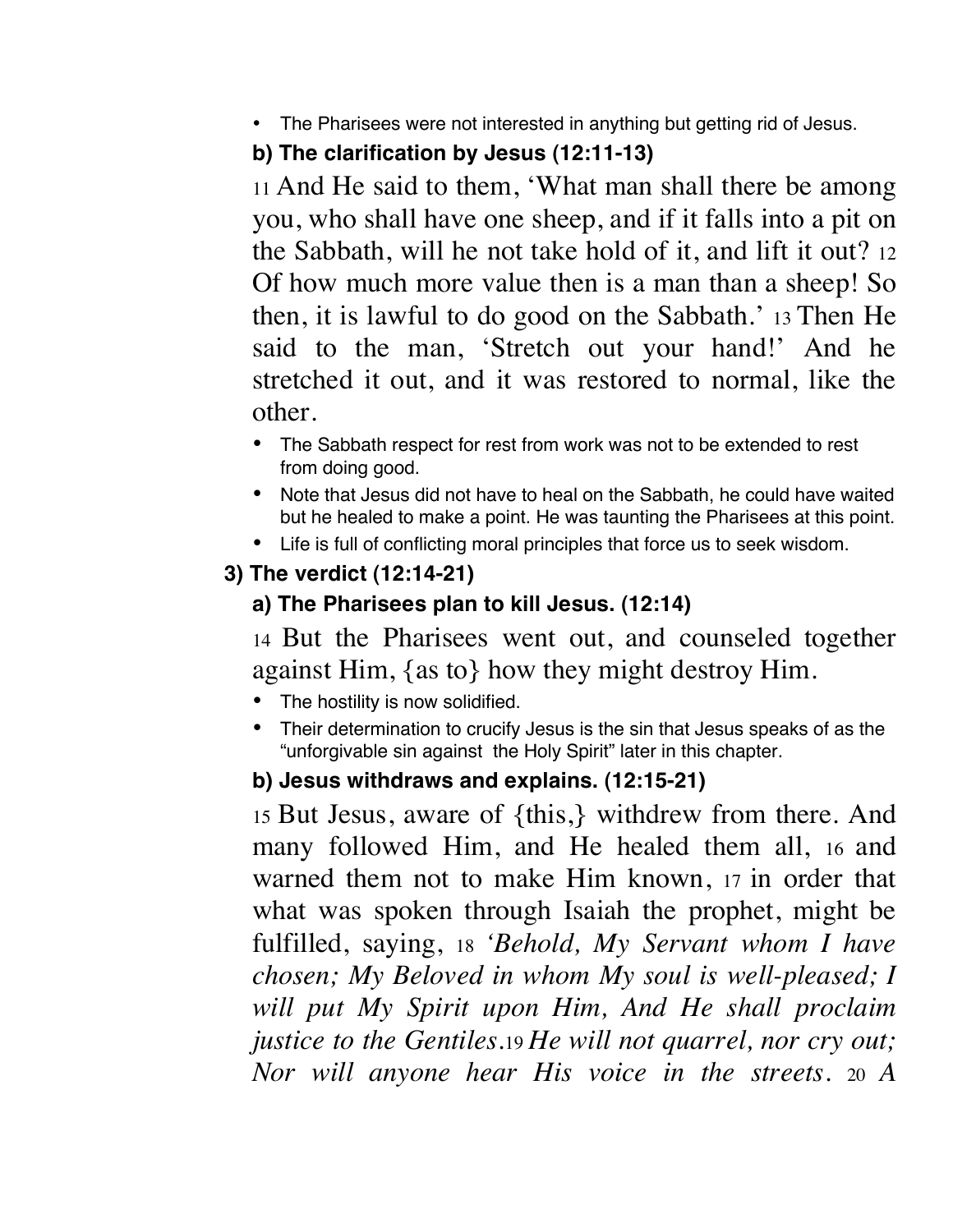- The Pharisees were not interested in anything but getting rid of Jesus.

**b) The clarification by Jesus (12:11-13)**

11 And He said to them, 'What man shall there be among you, who shall have one sheep, and if it falls into a pit on the Sabbath, will he not take hold of it, and lift it out? 12 Of how much more value then is a man than a sheep! So then, it is lawful to do good on the Sabbath.' 13 Then He said to the man, 'Stretch out your hand!' And he stretched it out, and it was restored to normal, like the other.

- The Sabbath respect for rest from work was not to be extended to rest from doing good.
- Note that Jesus did not have to heal on the Sabbath, he could have waited but he healed to make a point. He was taunting the Pharisees at this point.
- Life is full of conflicting moral principles that force us to seek wisdom.

**3) The verdict (12:14-21)**

**a) The Pharisees plan to kill Jesus. (12:14)**

14 But the Pharisees went out, and counseled together against Him, {as to} how they might destroy Him.

- The hostility is now solidified.
- Their determination to crucify Jesus is the sin that Jesus speaks of as the "unforgivable sin against the Holy Spirit" later in this chapter.

**b) Jesus withdraws and explains. (12:15-21)**

15 But Jesus, aware of {this,} withdrew from there. And many followed Him, and He healed them all, 16 and warned them not to make Him known, 17 in order that what was spoken through Isaiah the prophet, might be fulfilled, saying, 18 *'Behold, My Servant whom I have chosen; My Beloved in whom My soul is well-pleased; I will put My Spirit upon Him, And He shall proclaim justice to the Gentiles.* 19 *He will not quarrel, nor cry out; Nor will anyone hear His voice in the streets.* 20 *A*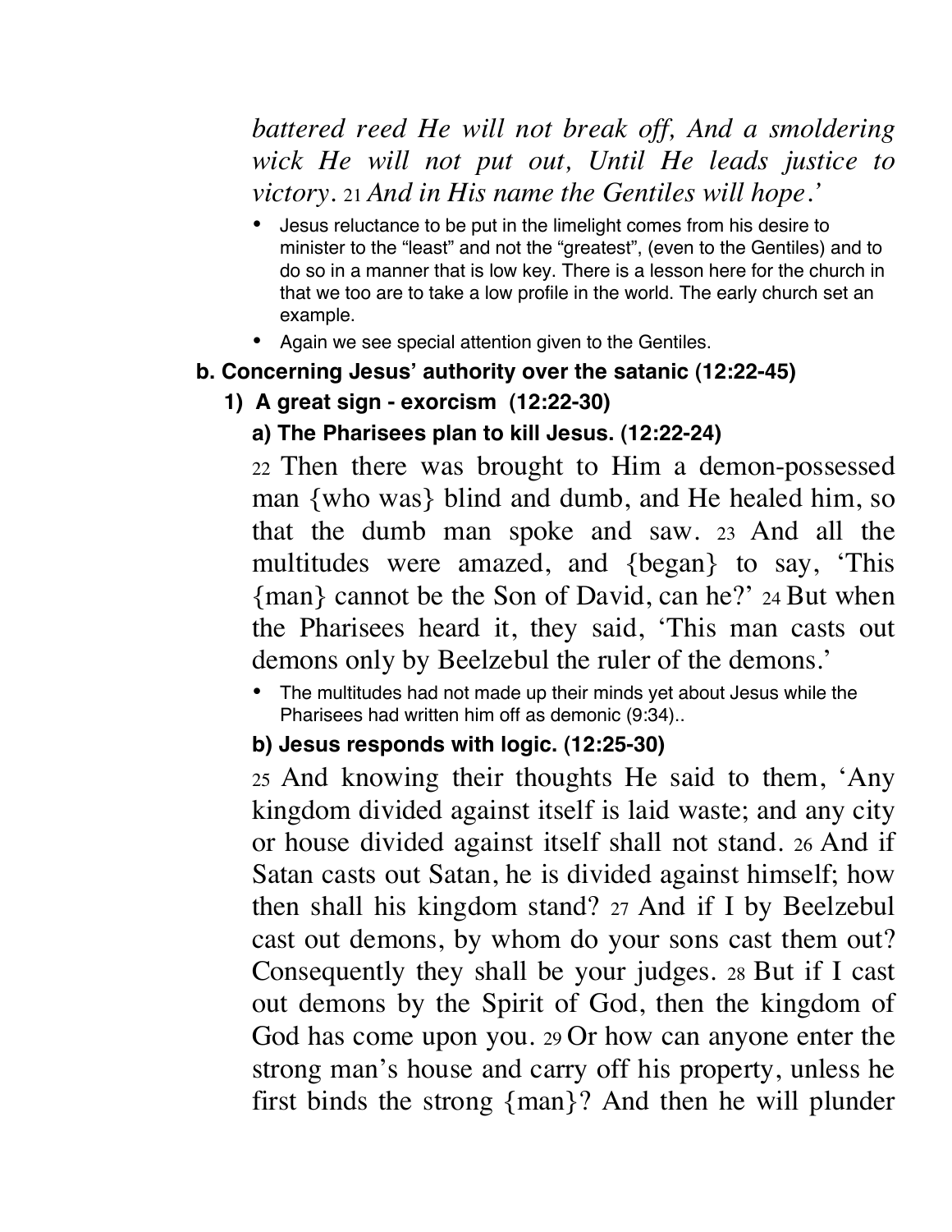*battered reed He will not break off, And a smoldering wick He will not put out, Until He leads justice to victory.* 21 *And in His name the Gentiles will hope.'*

- Jesus reluctance to be put in the limelight comes from his desire to minister to the "least" and not the "greatest", (even to the Gentiles) and to do so in a manner that is low key. There is a lesson here for the church in that we too are to take a low profile in the world. The early church set an example.
- Again we see special attention given to the Gentiles.

**b. Concerning Jesus' authority over the satanic (12:22-45)**

**1) A great sign - exorcism (12:22-30)**

**a) The Pharisees plan to kill Jesus. (12:22-24)**

22 Then there was brought to Him a demon-possessed man {who was} blind and dumb, and He healed him, so that the dumb man spoke and saw. 23 And all the multitudes were amazed, and {began} to say, 'This {man} cannot be the Son of David, can he?' 24 But when the Pharisees heard it, they said, 'This man casts out demons only by Beelzebul the ruler of the demons.'

- The multitudes had not made up their minds yet about Jesus while the Pharisees had written him off as demonic (9:34)..

**b) Jesus responds with logic. (12:25-30)**

25 And knowing their thoughts He said to them, 'Any kingdom divided against itself is laid waste; and any city or house divided against itself shall not stand. 26 And if Satan casts out Satan, he is divided against himself; how then shall his kingdom stand? 27 And if I by Beelzebul cast out demons, by whom do your sons cast them out? Consequently they shall be your judges. 28 But if I cast out demons by the Spirit of God, then the kingdom of God has come upon you. 29 Or how can anyone enter the strong man's house and carry off his property, unless he first binds the strong {man}? And then he will plunder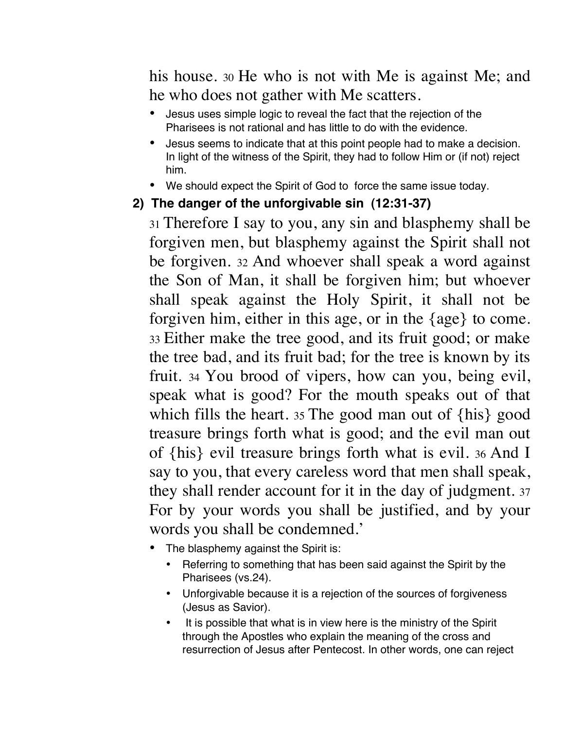his house. 30 He who is not with Me is against Me; and he who does not gather with Me scatters.

- Jesus uses simple logic to reveal the fact that the rejection of the Pharisees is not rational and has little to do with the evidence.
- Jesus seems to indicate that at this point people had to make a decision. In light of the witness of the Spirit, they had to follow Him or (if not) reject him.
- We should expect the Spirit of God to force the same issue today.

**2) The danger of the unforgivable sin (12:31-37)**

31 Therefore I say to you, any sin and blasphemy shall be forgiven men, but blasphemy against the Spirit shall not be forgiven. 32 And whoever shall speak a word against the Son of Man, it shall be forgiven him; but whoever shall speak against the Holy Spirit, it shall not be forgiven him, either in this age, or in the {age} to come. 33 Either make the tree good, and its fruit good; or make the tree bad, and its fruit bad; for the tree is known by its fruit. 34 You brood of vipers, how can you, being evil, speak what is good? For the mouth speaks out of that which fills the heart. 35 The good man out of {his} good treasure brings forth what is good; and the evil man out of {his} evil treasure brings forth what is evil. 36 And I say to you, that every careless word that men shall speak, they shall render account for it in the day of judgment. 37 For by your words you shall be justified, and by your words you shall be condemned.'

- The blasphemy against the Spirit is:
    - Referring to something that has been said against the Spirit by the Pharisees (vs.24).
    - Unforgivable because it is a rejection of the sources of forgiveness (Jesus as Savior).
    - It is possible that what is in view here is the ministry of the Spirit through the Apostles who explain the meaning of the cross and resurrection of Jesus after Pentecost. In other words, one can reject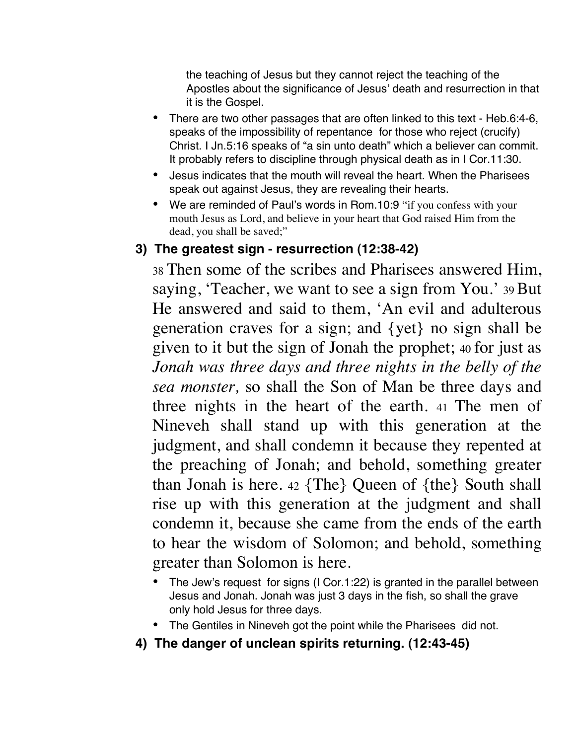the teaching of Jesus but they cannot reject the teaching of the Apostles about the significance of Jesus' death and resurrection in that it is the Gospel.

- There are two other passages that are often linked to this text - Heb.6:4-6, speaks of the impossibility of repentance for those who reject (crucify) Christ. I Jn.5:16 speaks of "a sin unto death" which a believer can commit. It probably refers to discipline through physical death as in I Cor.11:30.
- Jesus indicates that the mouth will reveal the heart. When the Pharisees speak out against Jesus, they are revealing their hearts.
- We are reminded of Paul's words in Rom.10:9 "if you confess with your mouth Jesus as Lord, and believe in your heart that God raised Him from the dead, you shall be saved;"

**3) The greatest sign - resurrection (12:38-42)**

38 Then some of the scribes and Pharisees answered Him, saying, 'Teacher, we want to see a sign from You.' 39 But He answered and said to them, 'An evil and adulterous generation craves for a sign; and {yet} no sign shall be given to it but the sign of Jonah the prophet; 40 for just as *Jonah was three days and three nights in the belly of the sea monster,* so shall the Son of Man be three days and three nights in the heart of the earth. 41 The men of Nineveh shall stand up with this generation at the judgment, and shall condemn it because they repented at the preaching of Jonah; and behold, something greater than Jonah is here. 42 {The} Queen of {the} South shall rise up with this generation at the judgment and shall condemn it, because she came from the ends of the earth to hear the wisdom of Solomon; and behold, something greater than Solomon is here.

- The Jew's request for signs (I Cor.1:22) is granted in the parallel between Jesus and Jonah. Jonah was just 3 days in the fish, so shall the grave only hold Jesus for three days.
- The Gentiles in Nineveh got the point while the Pharisees did not.

**4) The danger of unclean spirits returning. (12:43-45)**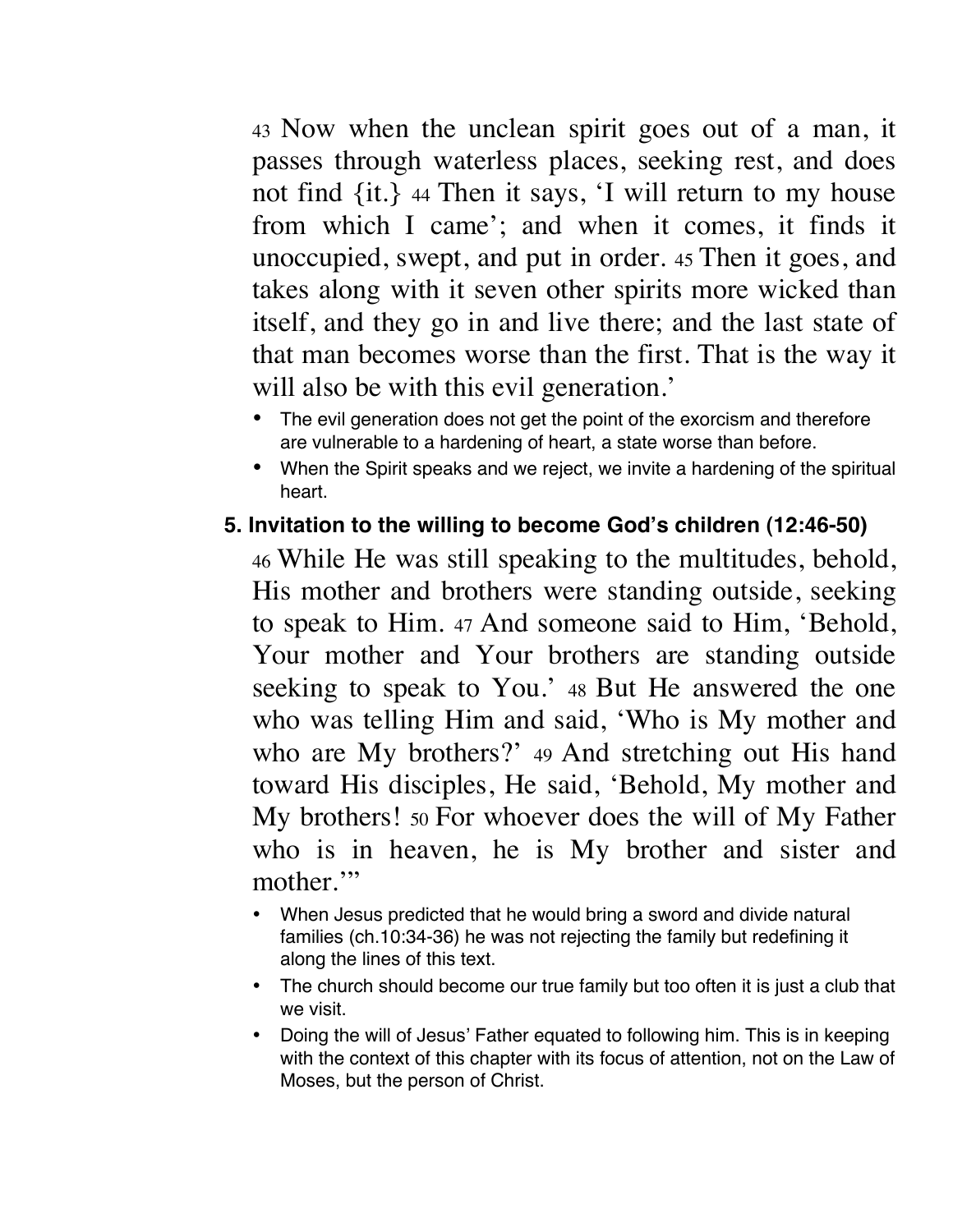43 Now when the unclean spirit goes out of a man, it passes through waterless places, seeking rest, and does not find {it.} 44 Then it says, 'I will return to my house from which I came'; and when it comes, it finds it unoccupied, swept, and put in order. 45 Then it goes, and takes along with it seven other spirits more wicked than itself, and they go in and live there; and the last state of that man becomes worse than the first. That is the way it will also be with this evil generation.'

- The evil generation does not get the point of the exorcism and therefore are vulnerable to a hardening of heart, a state worse than before.
- When the Spirit speaks and we reject, we invite a hardening of the spiritual heart.

**5. Invitation to the willing to become God's children (12:46-50)**

46 While He was still speaking to the multitudes, behold, His mother and brothers were standing outside, seeking to speak to Him. 47 And someone said to Him, 'Behold, Your mother and Your brothers are standing outside seeking to speak to You.' 48 But He answered the one who was telling Him and said, 'Who is My mother and who are My brothers?' 49 And stretching out His hand toward His disciples, He said, 'Behold, My mother and My brothers! 50 For whoever does the will of My Father who is in heaven, he is My brother and sister and mother.'"

- When Jesus predicted that he would bring a sword and divide natural families (ch.10:34-36) he was not rejecting the family but redefining it along the lines of this text.
- The church should become our true family but too often it is just a club that we visit.
- Doing the will of Jesus' Father equated to following him. This is in keeping with the context of this chapter with its focus of attention, not on the Law of Moses, but the person of Christ.